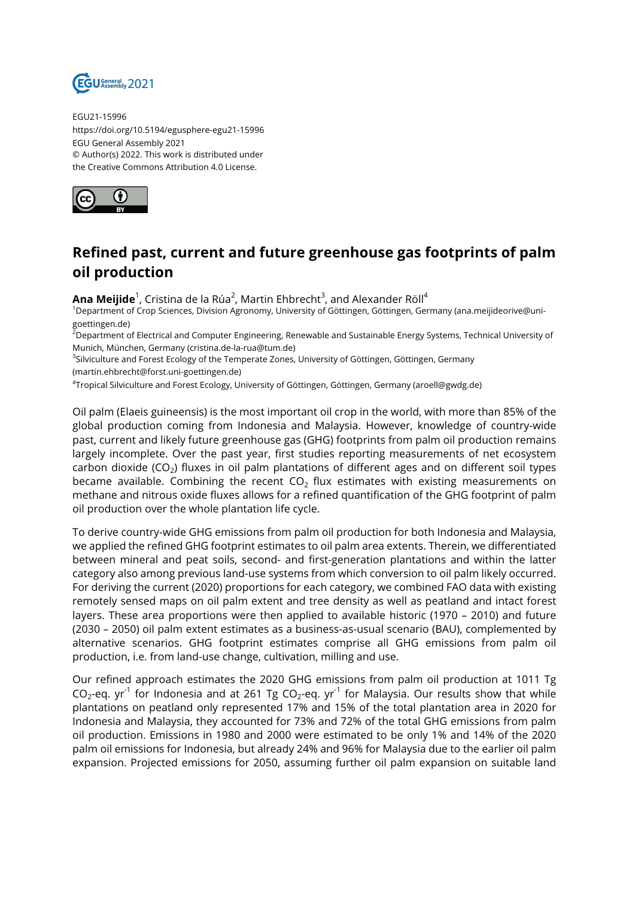EGU21-15996
https://doi.org/10.5194/egusphere-egu21-15996
EGU General Assembly 2021
© Author(s) 2022. This work is distributed under
the Creative Commons Attribution 4.0 License.

# Refined past, current and future greenhouse gas footprints of palm oil production

**Ana Meijide**[1], Cristina de la Rúa[2], Martin Ehbrecht[3], and Alexander Röll[4]

[1]Department of Crop Sciences, Division Agronomy, University of Göttingen, Göttingen, Germany (ana.meijideorive@uni-goettingen.de)
[2]Department of Electrical and Computer Engineering, Renewable and Sustainable Energy Systems, Technical University of Munich, München, Germany (cristina.de-la-rua@tum.de)
[3]Silviculture and Forest Ecology of the Temperate Zones, University of Göttingen, Göttingen, Germany (martin.ehbrecht@forst.uni-goettingen.de)
[4]Tropical Silviculture and Forest Ecology, University of Göttingen, Göttingen, Germany (aroell@gwdg.de)

Oil palm (Elaeis guineensis) is the most important oil crop in the world, with more than 85% of the global production coming from Indonesia and Malaysia. However, knowledge of country-wide past, current and likely future greenhouse gas (GHG) footprints from palm oil production remains largely incomplete. Over the past year, first studies reporting measurements of net ecosystem carbon dioxide ($CO_2$) fluxes in oil palm plantations of different ages and on different soil types became available. Combining the recent $CO_2$ flux estimates with existing measurements on methane and nitrous oxide fluxes allows for a refined quantification of the GHG footprint of palm oil production over the whole plantation life cycle.

To derive country-wide GHG emissions from palm oil production for both Indonesia and Malaysia, we applied the refined GHG footprint estimates to oil palm area extents. Therein, we differentiated between mineral and peat soils, second- and first-generation plantations and within the latter category also among previous land-use systems from which conversion to oil palm likely occurred. For deriving the current (2020) proportions for each category, we combined FAO data with existing remotely sensed maps on oil palm extent and tree density as well as peatland and intact forest layers. These area proportions were then applied to available historic (1970 – 2010) and future (2030 – 2050) oil palm extent estimates as a business-as-usual scenario (BAU), complemented by alternative scenarios. GHG footprint estimates comprise all GHG emissions from palm oil production, i.e. from land-use change, cultivation, milling and use.

Our refined approach estimates the 2020 GHG emissions from palm oil production at 1011 Tg $CO_2$-eq. $yr^{-1}$ for Indonesia and at 261 Tg $CO_2$-eq. $yr^{-1}$ for Malaysia. Our results show that while plantations on peatland only represented 17% and 15% of the total plantation area in 2020 for Indonesia and Malaysia, they accounted for 73% and 72% of the total GHG emissions from palm oil production. Emissions in 1980 and 2000 were estimated to be only 1% and 14% of the 2020 palm oil emissions for Indonesia, but already 24% and 96% for Malaysia due to the earlier oil palm expansion. Projected emissions for 2050, assuming further oil palm expansion on suitable land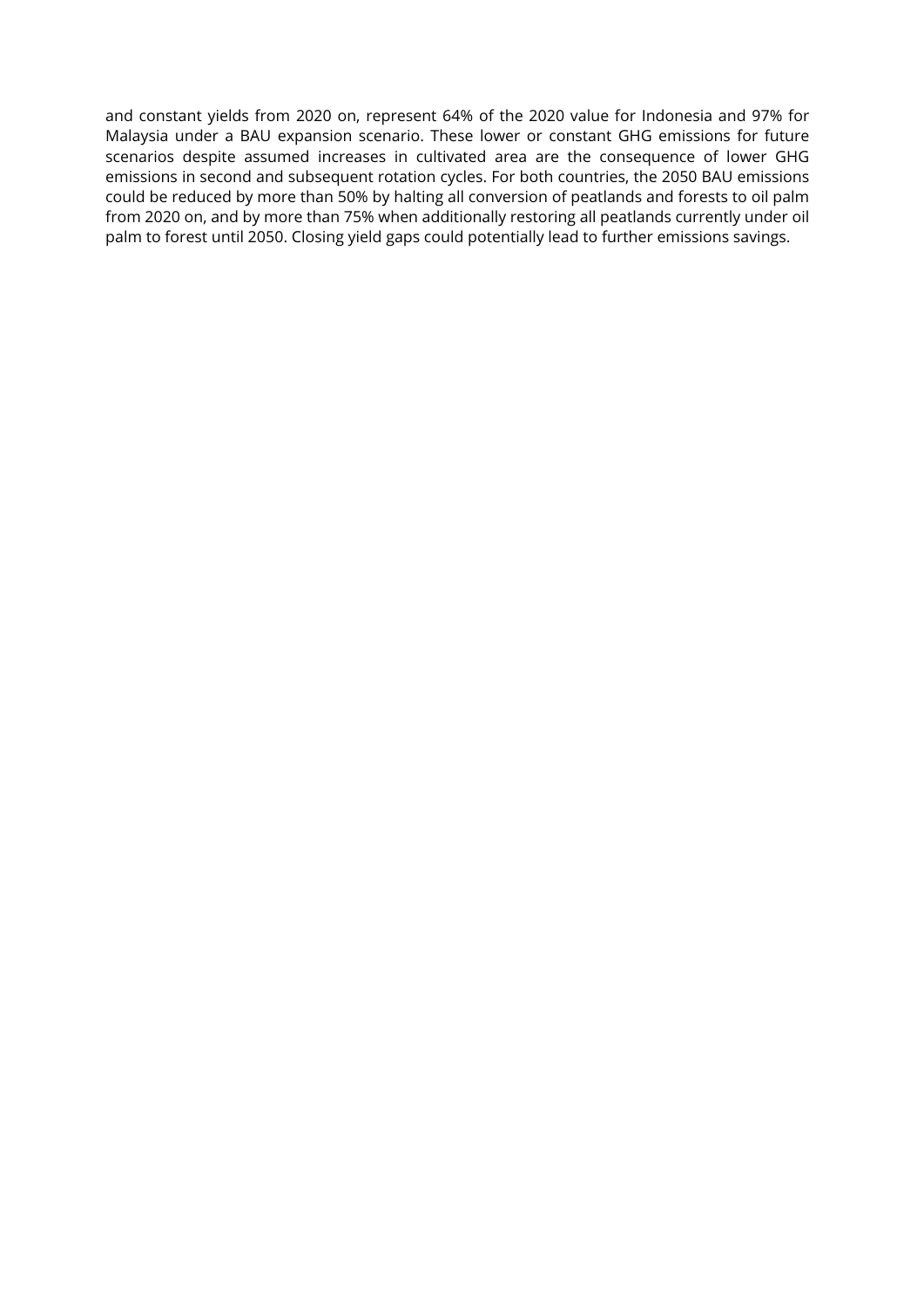and constant yields from 2020 on, represent 64% of the 2020 value for Indonesia and 97% for Malaysia under a BAU expansion scenario. These lower or constant GHG emissions for future scenarios despite assumed increases in cultivated area are the consequence of lower GHG emissions in second and subsequent rotation cycles. For both countries, the 2050 BAU emissions could be reduced by more than 50% by halting all conversion of peatlands and forests to oil palm from 2020 on, and by more than 75% when additionally restoring all peatlands currently under oil palm to forest until 2050. Closing yield gaps could potentially lead to further emissions savings.